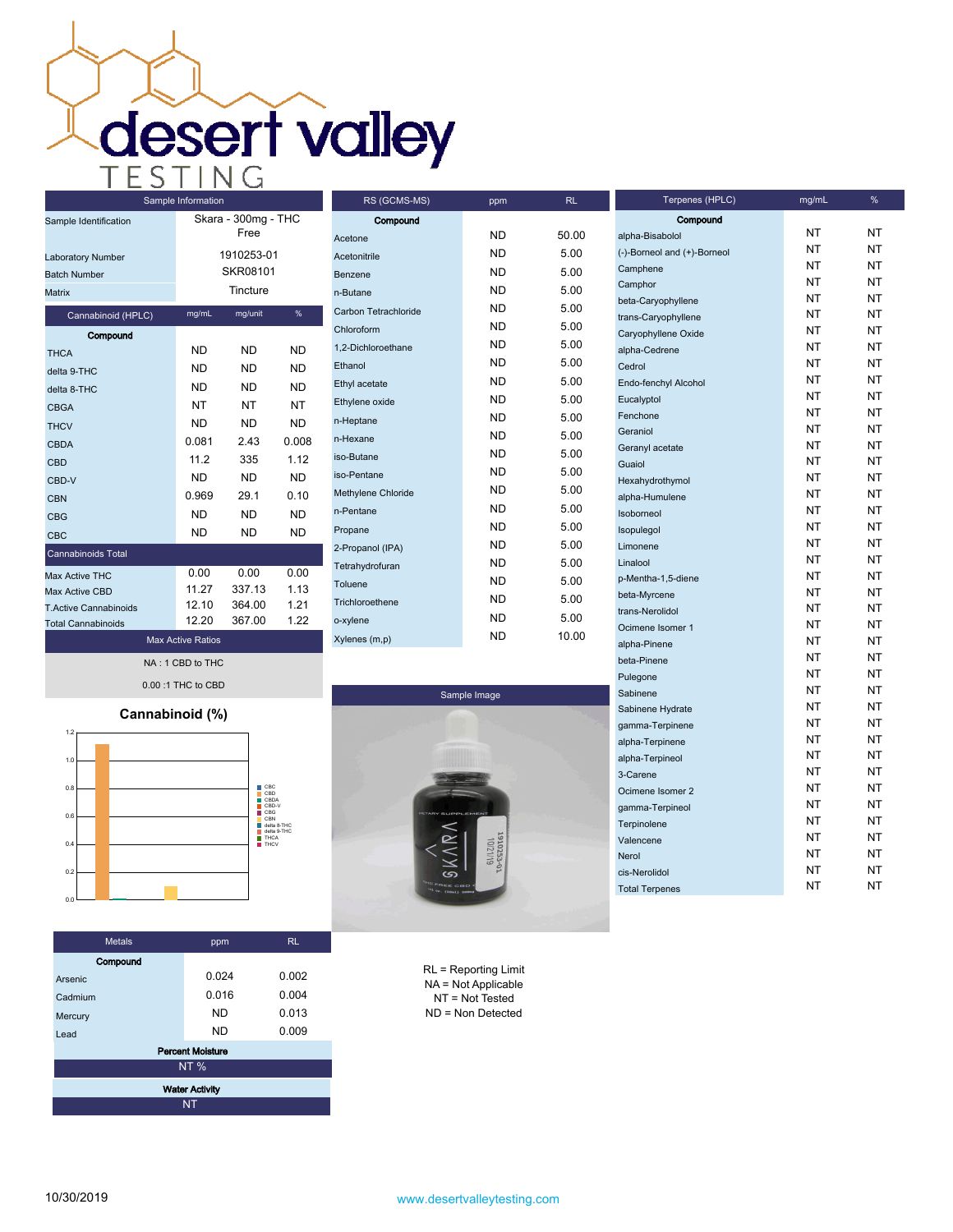# desert valley TESTING

## Sample Information

| Sample Information | |
|---|---|
| Sample Identification | Skara - 300mg - THC Free |
| Laboratory Number | 1910253-01 |
| Batch Number | SKR08101 |
| Matrix | Tincture |

| Cannabinoid (HPLC) | mg/mL | mg/unit | % |
|---|---|---|---|
| **Compound** | | | |
| THCA | ND | ND | ND |
| delta 9-THC | ND | ND | ND |
| delta 8-THC | ND | ND | ND |
| CBGA | NT | NT | NT |
| THCV | ND | ND | ND |
| CBDA | 0.081 | 2.43 | 0.008 |
| CBD | 11.2 | 335 | 1.12 |
| CBD-V | ND | ND | ND |
| CBN | 0.969 | 29.1 | 0.10 |
| CBG | ND | ND | ND |
| CBC | ND | ND | ND |
| Cannabinoids Total | | | |
| Max Active THC | 0.00 | 0.00 | 0.00 |
| Max Active CBD | 11.27 | 337.13 | 1.13 |
| T.Active Cannabinoids | 12.10 | 364.00 | 1.21 |
| Total Cannabinoids | 12.20 | 367.00 | 1.22 |

**Max Active Ratios**

NA : 1 CBD to THC

0.00 :1 THC to CBD

## Cannabinoid (%)

| RS (GCMS-MS) | ppm | RL |
|---|---|---|
| **Compound** | | |
| Acetone | ND | 50.00 |
| Acetonitrile | ND | 5.00 |
| Benzene | ND | 5.00 |
| n-Butane | ND | 5.00 |
| Carbon Tetrachloride | ND | 5.00 |
| Chloroform | ND | 5.00 |
| 1,2-Dichloroethane | ND | 5.00 |
| Ethanol | ND | 5.00 |
| Ethyl acetate | ND | 5.00 |
| Ethylene oxide | ND | 5.00 |
| n-Heptane | ND | 5.00 |
| n-Hexane | ND | 5.00 |
| iso-Butane | ND | 5.00 |
| iso-Pentane | ND | 5.00 |
| Methylene Chloride | ND | 5.00 |
| n-Pentane | ND | 5.00 |
| Propane | ND | 5.00 |
| 2-Propanol (IPA) | ND | 5.00 |
| Tetrahydrofuran | ND | 5.00 |
| Toluene | ND | 5.00 |
| Trichloroethene | ND | 5.00 |
| o-xylene | ND | 5.00 |
| Xylenes (m,p) | ND | 10.00 |

**Sample Image**

| Terpenes (HPLC) | mg/mL | % |
|---|---|---|
| **Compound** | | |
| alpha-Bisabolol | NT | NT |
| (-)-Borneol and (+)-Borneol | NT | NT |
| Camphene | NT | NT |
| Camphor | NT | NT |
| beta-Caryophyllene | NT | NT |
| trans-Caryophyllene | NT | NT |
| Caryophyllene Oxide | NT | NT |
| alpha-Cedrene | NT | NT |
| Cedrol | NT | NT |
| Endo-fenchyl Alcohol | NT | NT |
| Eucalyptol | NT | NT |
| Fenchone | NT | NT |
| Geraniol | NT | NT |
| Geranyl acetate | NT | NT |
| Guaiol | NT | NT |
| Hexahydrothymol | NT | NT |
| alpha-Humulene | NT | NT |
| Isoborneol | NT | NT |
| Isopulegol | NT | NT |
| Limonene | NT | NT |
| Linalool | NT | NT |
| p-Mentha-1,5-diene | NT | NT |
| beta-Myrcene | NT | NT |
| trans-Nerolidol | NT | NT |
| Ocimene Isomer 1 | NT | NT |
| alpha-Pinene | NT | NT |
| beta-Pinene | NT | NT |
| Pulegone | NT | NT |
| Sabinene | NT | NT |
| Sabinene Hydrate | NT | NT |
| gamma-Terpinene | NT | NT |
| alpha-Terpinene | NT | NT |
| alpha-Terpineol | NT | NT |
| 3-Carene | NT | NT |
| Ocimene Isomer 2 | NT | NT |
| gamma-Terpineol | NT | NT |
| Terpinolene | NT | NT |
| Valencene | NT | NT |
| Nerol | NT | NT |
| cis-Nerolidol | NT | NT |
| Total Terpenes | NT | NT |

| Metals | ppm | RL |
|---|---|---|
| **Compound** | | |
| Arsenic | 0.024 | 0.002 |
| Cadmium | 0.016 | 0.004 |
| Mercury | ND | 0.013 |
| Lead | ND | 0.009 |

**Percent Moisture**

NT %

**Water Activity**

NT

RL = Reporting Limit
NA = Not Applicable
NT = Not Tested
ND = Non Detected

10/30/2019

www.desertvalleytesting.com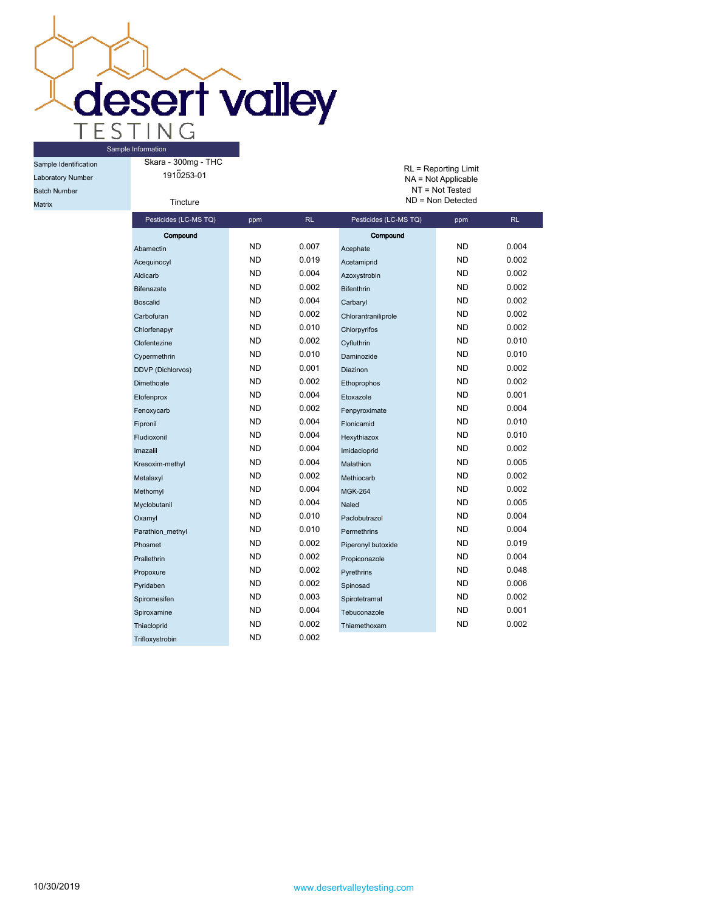desert valley

TESTING

| Sample Information | |
|---|---|
| Sample Identification | Skara - 300mg - THC |
| Laboratory Number | 1910253-01 |
| Batch Number | |
| Matrix | Tincture |

RL = Reporting Limit
NA = Not Applicable
NT = Not Tested
ND = Non Detected

| Pesticides (LC-MS TQ) | ppm | RL | Pesticides (LC-MS TQ) | ppm | RL |
|---|---|---|---|---|---|
| **Compound** | | | **Compound** | | |
| Abamectin | ND | 0.007 | Acephate | ND | 0.004 |
| Acequinocyl | ND | 0.019 | Acetamiprid | ND | 0.002 |
| Aldicarb | ND | 0.004 | Azoxystrobin | ND | 0.002 |
| Bifenazate | ND | 0.002 | Bifenthrin | ND | 0.002 |
| Boscalid | ND | 0.004 | Carbaryl | ND | 0.002 |
| Carbofuran | ND | 0.002 | Chlorantraniliprole | ND | 0.002 |
| Chlorfenapyr | ND | 0.010 | Chlorpyrifos | ND | 0.002 |
| Clofentezine | ND | 0.002 | Cyfluthrin | ND | 0.010 |
| Cypermethrin | ND | 0.010 | Daminozide | ND | 0.010 |
| DDVP (Dichlorvos) | ND | 0.001 | Diazinon | ND | 0.002 |
| Dimethoate | ND | 0.002 | Ethoprophos | ND | 0.002 |
| Etofenprox | ND | 0.004 | Etoxazole | ND | 0.001 |
| Fenoxycarb | ND | 0.002 | Fenpyroximate | ND | 0.004 |
| Fipronil | ND | 0.004 | Flonicamid | ND | 0.010 |
| Fludioxonil | ND | 0.004 | Hexythiazox | ND | 0.010 |
| Imazalil | ND | 0.004 | Imidacloprid | ND | 0.002 |
| Kresoxim-methyl | ND | 0.004 | Malathion | ND | 0.005 |
| Metalaxyl | ND | 0.002 | Methiocarb | ND | 0.002 |
| Methomyl | ND | 0.004 | MGK-264 | ND | 0.002 |
| Myclobutanil | ND | 0.004 | Naled | ND | 0.005 |
| Oxamyl | ND | 0.010 | Paclobutrazol | ND | 0.004 |
| Parathion_methyl | ND | 0.010 | Permethrins | ND | 0.004 |
| Phosmet | ND | 0.002 | Piperonyl butoxide | ND | 0.019 |
| Prallethrin | ND | 0.002 | Propiconazole | ND | 0.004 |
| Propoxure | ND | 0.002 | Pyrethrins | ND | 0.048 |
| Pyridaben | ND | 0.002 | Spinosad | ND | 0.006 |
| Spiromesifen | ND | 0.003 | Spirotetramat | ND | 0.002 |
| Spiroxamine | ND | 0.004 | Tebuconazole | ND | 0.001 |
| Thiacloprid | ND | 0.002 | Thiamethoxam | ND | 0.002 |
| Trifloxystrobin | ND | 0.002 | | | |

10/30/2019

www.desertvalleytesting.com